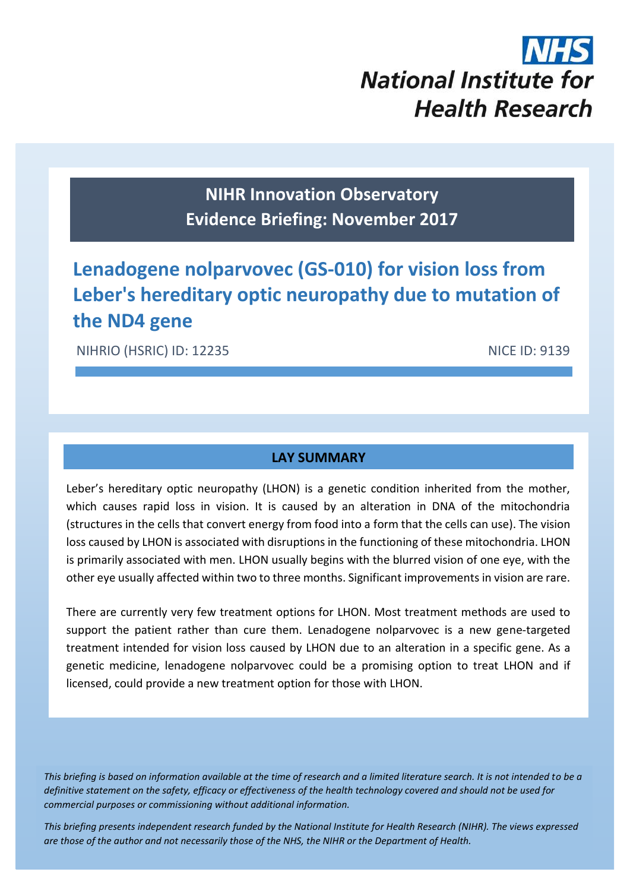NHS
National Institute for Health Research

**NIHR Innovation Observatory**
**Evidence Briefing: November 2017**

# Lenadogene nolparvovec (GS-010) for vision loss from Leber's hereditary optic neuropathy due to mutation of the ND4 gene

NIHRIO (HSRIC) ID: 12235 | NICE ID: 9139

## LAY SUMMARY

Leber's hereditary optic neuropathy (LHON) is a genetic condition inherited from the mother, which causes rapid loss in vision. It is caused by an alteration in DNA of the mitochondria (structures in the cells that convert energy from food into a form that the cells can use). The vision loss caused by LHON is associated with disruptions in the functioning of these mitochondria. LHON is primarily associated with men. LHON usually begins with the blurred vision of one eye, with the other eye usually affected within two to three months. Significant improvements in vision are rare.

There are currently very few treatment options for LHON. Most treatment methods are used to support the patient rather than cure them. Lenadogene nolparvovec is a new gene-targeted treatment intended for vision loss caused by LHON due to an alteration in a specific gene. As a genetic medicine, lenadogene nolparvovec could be a promising option to treat LHON and if licensed, could provide a new treatment option for those with LHON.

*This briefing is based on information available at the time of research and a limited literature search. It is not intended to be a definitive statement on the safety, efficacy or effectiveness of the health technology covered and should not be used for commercial purposes or commissioning without additional information.*

*This briefing presents independent research funded by the National Institute for Health Research (NIHR). The views expressed are those of the author and not necessarily those of the NHS, the NIHR or the Department of Health.*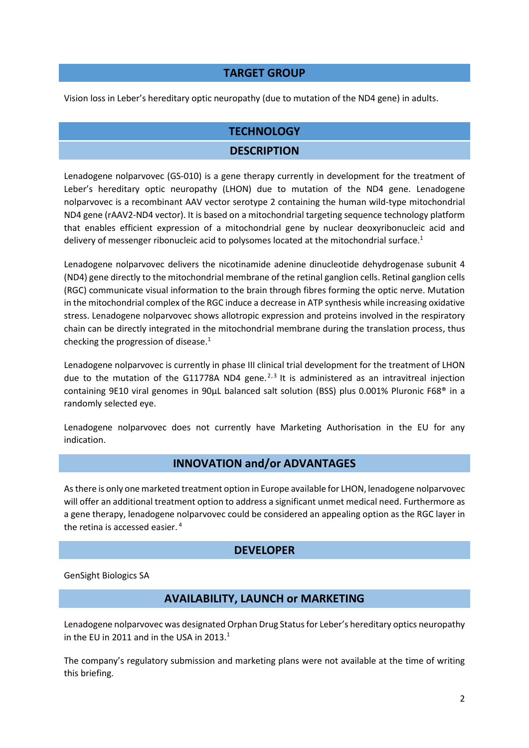## TARGET GROUP

Vision loss in Leber's hereditary optic neuropathy (due to mutation of the ND4 gene) in adults.

## TECHNOLOGY

### DESCRIPTION

Lenadogene nolparvovec (GS-010) is a gene therapy currently in development for the treatment of Leber's hereditary optic neuropathy (LHON) due to mutation of the ND4 gene. Lenadogene nolparvovec is a recombinant AAV vector serotype 2 containing the human wild-type mitochondrial ND4 gene (rAAV2-ND4 vector). It is based on a mitochondrial targeting sequence technology platform that enables efficient expression of a mitochondrial gene by nuclear deoxyribonucleic acid and delivery of messenger ribonucleic acid to polysomes located at the mitochondrial surface.[1]

Lenadogene nolparvovec delivers the nicotinamide adenine dinucleotide dehydrogenase subunit 4 (ND4) gene directly to the mitochondrial membrane of the retinal ganglion cells. Retinal ganglion cells (RGC) communicate visual information to the brain through fibres forming the optic nerve. Mutation in the mitochondrial complex of the RGC induce a decrease in ATP synthesis while increasing oxidative stress. Lenadogene nolparvovec shows allotropic expression and proteins involved in the respiratory chain can be directly integrated in the mitochondrial membrane during the translation process, thus checking the progression of disease.[1]

Lenadogene nolparvovec is currently in phase III clinical trial development for the treatment of LHON due to the mutation of the G11778A ND4 gene.[2,3] It is administered as an intravitreal injection containing 9E10 viral genomes in 90µL balanced salt solution (BSS) plus 0.001% Pluronic F68® in a randomly selected eye.

Lenadogene nolparvovec does not currently have Marketing Authorisation in the EU for any indication.

### INNOVATION and/or ADVANTAGES

As there is only one marketed treatment option in Europe available for LHON, lenadogene nolparvovec will offer an additional treatment option to address a significant unmet medical need. Furthermore as a gene therapy, lenadogene nolparvovec could be considered an appealing option as the RGC layer in the retina is accessed easier.[4]

### DEVELOPER

GenSight Biologics SA

### AVAILABILITY, LAUNCH or MARKETING

Lenadogene nolparvovec was designated Orphan Drug Status for Leber's hereditary optics neuropathy in the EU in 2011 and in the USA in 2013.[1]

The company's regulatory submission and marketing plans were not available at the time of writing this briefing.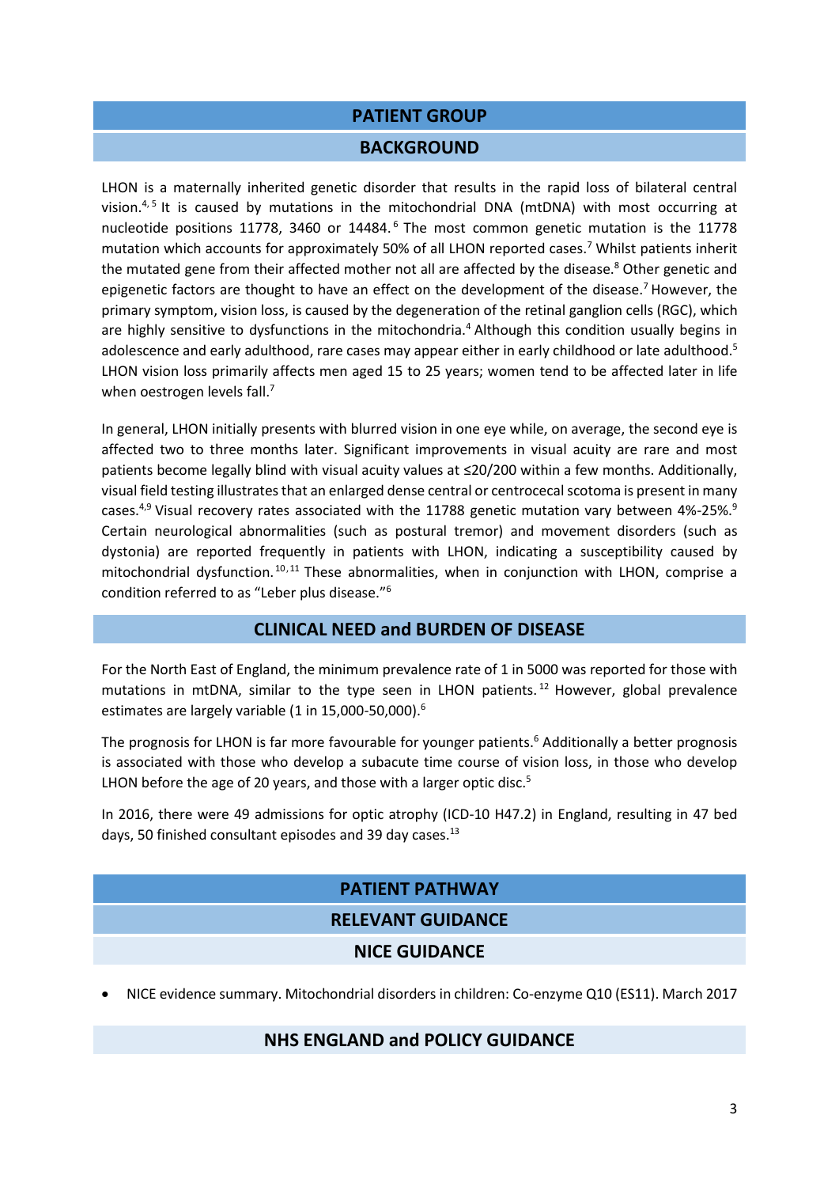# PATIENT GROUP

## BACKGROUND

LHON is a maternally inherited genetic disorder that results in the rapid loss of bilateral central vision.[4,5] It is caused by mutations in the mitochondrial DNA (mtDNA) with most occurring at nucleotide positions 11778, 3460 or 14484.[6] The most common genetic mutation is the 11778 mutation which accounts for approximately 50% of all LHON reported cases.[7] Whilst patients inherit the mutated gene from their affected mother not all are affected by the disease.[8] Other genetic and epigenetic factors are thought to have an effect on the development of the disease.[7] However, the primary symptom, vision loss, is caused by the degeneration of the retinal ganglion cells (RGC), which are highly sensitive to dysfunctions in the mitochondria.[4] Although this condition usually begins in adolescence and early adulthood, rare cases may appear either in early childhood or late adulthood.[5] LHON vision loss primarily affects men aged 15 to 25 years; women tend to be affected later in life when oestrogen levels fall.[7]

In general, LHON initially presents with blurred vision in one eye while, on average, the second eye is affected two to three months later. Significant improvements in visual acuity are rare and most patients become legally blind with visual acuity values at ≤20/200 within a few months. Additionally, visual field testing illustrates that an enlarged dense central or centrocecal scotoma is present in many cases.[4,9] Visual recovery rates associated with the 11788 genetic mutation vary between 4%-25%.[9] Certain neurological abnormalities (such as postural tremor) and movement disorders (such as dystonia) are reported frequently in patients with LHON, indicating a susceptibility caused by mitochondrial dysfunction.[10,11] These abnormalities, when in conjunction with LHON, comprise a condition referred to as "Leber plus disease."[6]

## CLINICAL NEED and BURDEN OF DISEASE

For the North East of England, the minimum prevalence rate of 1 in 5000 was reported for those with mutations in mtDNA, similar to the type seen in LHON patients.[12] However, global prevalence estimates are largely variable (1 in 15,000-50,000).[6]

The prognosis for LHON is far more favourable for younger patients.[6] Additionally a better prognosis is associated with those who develop a subacute time course of vision loss, in those who develop LHON before the age of 20 years, and those with a larger optic disc.[5]

In 2016, there were 49 admissions for optic atrophy (ICD-10 H47.2) in England, resulting in 47 bed days, 50 finished consultant episodes and 39 day cases.[13]

# PATIENT PATHWAY

## RELEVANT GUIDANCE

### NICE GUIDANCE

- NICE evidence summary. Mitochondrial disorders in children: Co-enzyme Q10 (ES11). March 2017

### NHS ENGLAND and POLICY GUIDANCE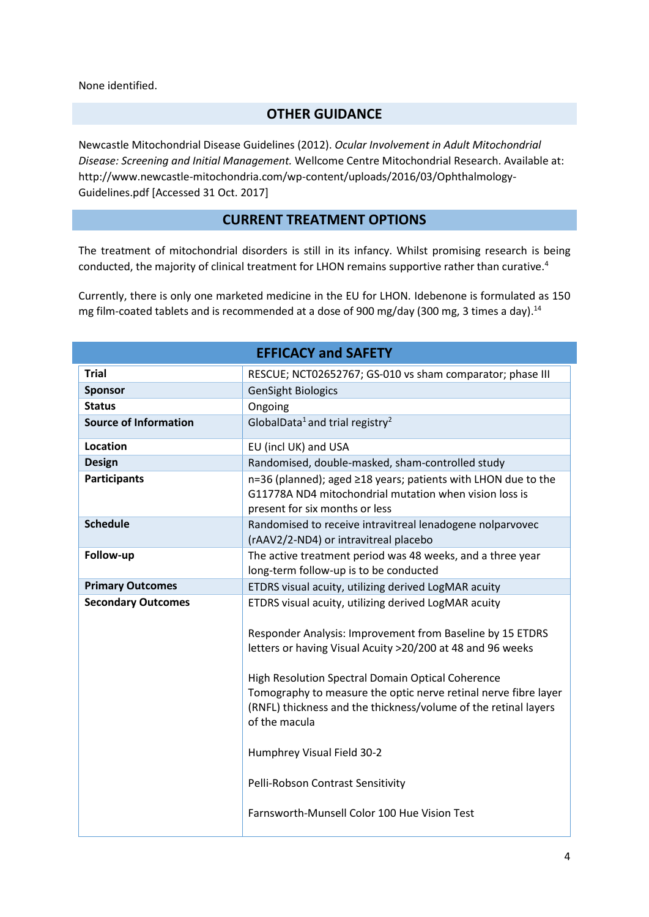None identified.

## OTHER GUIDANCE

Newcastle Mitochondrial Disease Guidelines (2012). *Ocular Involvement in Adult Mitochondrial Disease: Screening and Initial Management.* Wellcome Centre Mitochondrial Research. Available at: http://www.newcastle-mitochondria.com/wp-content/uploads/2016/03/Ophthalmology-Guidelines.pdf [Accessed 31 Oct. 2017]

## CURRENT TREATMENT OPTIONS

The treatment of mitochondrial disorders is still in its infancy. Whilst promising research is being conducted, the majority of clinical treatment for LHON remains supportive rather than curative.[4]

Currently, there is only one marketed medicine in the EU for LHON. Idebenone is formulated as 150 mg film-coated tablets and is recommended at a dose of 900 mg/day (300 mg, 3 times a day).[14]

## EFFICACY and SAFETY

| | |
|---|---|
| **Trial** | RESCUE; NCT02652767; GS-010 vs sham comparator; phase III |
| **Sponsor** | GenSight Biologics |
| **Status** | Ongoing |
| **Source of Information** | GlobalData[1] and trial registry[2] |
| **Location** | EU (incl UK) and USA |
| **Design** | Randomised, double-masked, sham-controlled study |
| **Participants** | n=36 (planned); aged ≥18 years; patients with LHON due to the G11778A ND4 mitochondrial mutation when vision loss is present for six months or less |
| **Schedule** | Randomised to receive intravitreal lenadogene nolparvovec (rAAV2/2-ND4) or intravitreal placebo |
| **Follow-up** | The active treatment period was 48 weeks, and a three year long-term follow-up is to be conducted |
| **Primary Outcomes** | ETDRS visual acuity, utilizing derived LogMAR acuity |
| **Secondary Outcomes** | ETDRS visual acuity, utilizing derived LogMAR acuity<br><br>Responder Analysis: Improvement from Baseline by 15 ETDRS letters or having Visual Acuity >20/200 at 48 and 96 weeks<br><br>High Resolution Spectral Domain Optical Coherence Tomography to measure the optic nerve retinal nerve fibre layer (RNFL) thickness and the thickness/volume of the retinal layers of the macula<br><br>Humphrey Visual Field 30-2<br><br>Pelli-Robson Contrast Sensitivity<br><br>Farnsworth-Munsell Color 100 Hue Vision Test |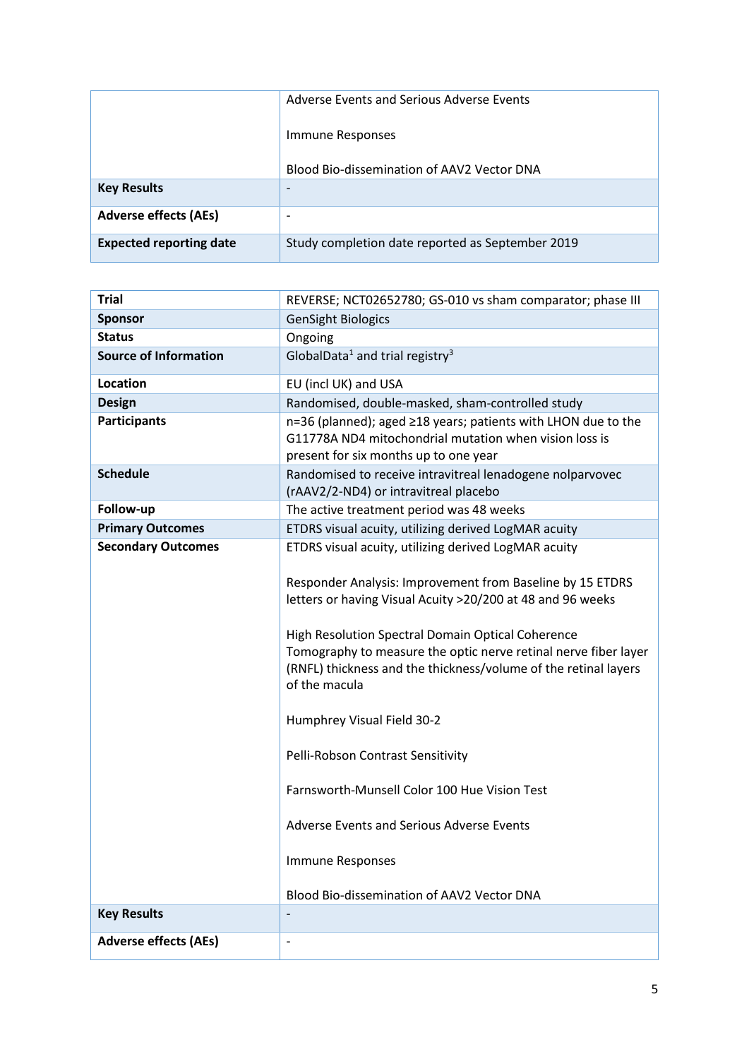| | |
|---|---|
| | Adverse Events and Serious Adverse Events<br><br>Immune Responses<br><br>Blood Bio-dissemination of AAV2 Vector DNA |
| **Key Results** | - |
| **Adverse effects (AEs)** | - |
| **Expected reporting date** | Study completion date reported as September 2019 |

| | |
|---|---|
| **Trial** | REVERSE; NCT02652780; GS-010 vs sham comparator; phase III |
| **Sponsor** | GenSight Biologics |
| **Status** | Ongoing |
| **Source of Information** | GlobalData[1] and trial registry[3] |
| **Location** | EU (incl UK) and USA |
| **Design** | Randomised, double-masked, sham-controlled study |
| **Participants** | n=36 (planned); aged ≥18 years; patients with LHON due to the G11778A ND4 mitochondrial mutation when vision loss is present for six months up to one year |
| **Schedule** | Randomised to receive intravitreal lenadogene nolparvovec (rAAV2/2-ND4) or intravitreal placebo |
| **Follow-up** | The active treatment period was 48 weeks |
| **Primary Outcomes** | ETDRS visual acuity, utilizing derived LogMAR acuity |
| **Secondary Outcomes** | ETDRS visual acuity, utilizing derived LogMAR acuity<br><br>Responder Analysis: Improvement from Baseline by 15 ETDRS letters or having Visual Acuity >20/200 at 48 and 96 weeks<br><br>High Resolution Spectral Domain Optical Coherence Tomography to measure the optic nerve retinal nerve fiber layer (RNFL) thickness and the thickness/volume of the retinal layers of the macula<br><br>Humphrey Visual Field 30-2<br><br>Pelli-Robson Contrast Sensitivity<br><br>Farnsworth-Munsell Color 100 Hue Vision Test<br><br>Adverse Events and Serious Adverse Events<br><br>Immune Responses<br><br>Blood Bio-dissemination of AAV2 Vector DNA |
| **Key Results** | - |
| **Adverse effects (AEs)** | - |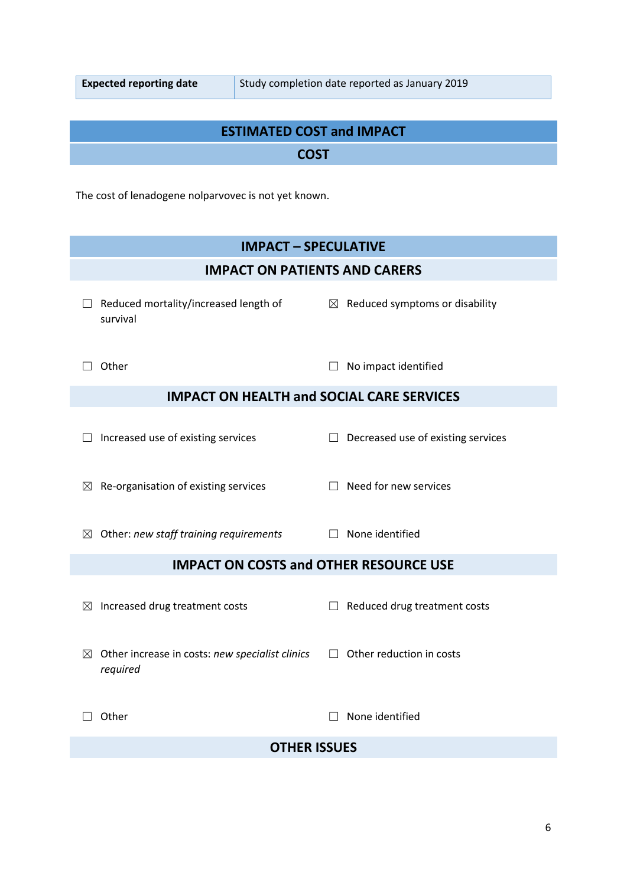| **Expected reporting date** | Study completion date reported as January 2019 |
|---|---|

## ESTIMATED COST and IMPACT

### COST

The cost of lenadogene nolparvovec is not yet known.

### IMPACT – SPECULATIVE

#### IMPACT ON PATIENTS AND CARERS

☐ Reduced mortality/increased length of survival

☒ Reduced symptoms or disability

☐ Other

☐ No impact identified

#### IMPACT ON HEALTH and SOCIAL CARE SERVICES

☐ Increased use of existing services

☐ Decreased use of existing services

☒ Re-organisation of existing services

☐ Need for new services

☒ Other: *new staff training requirements*

☐ None identified

#### IMPACT ON COSTS and OTHER RESOURCE USE

☒ Increased drug treatment costs

☐ Reduced drug treatment costs

☒ Other increase in costs: *new specialist clinics required*

☐ Other reduction in costs

☐ Other

☐ None identified

#### OTHER ISSUES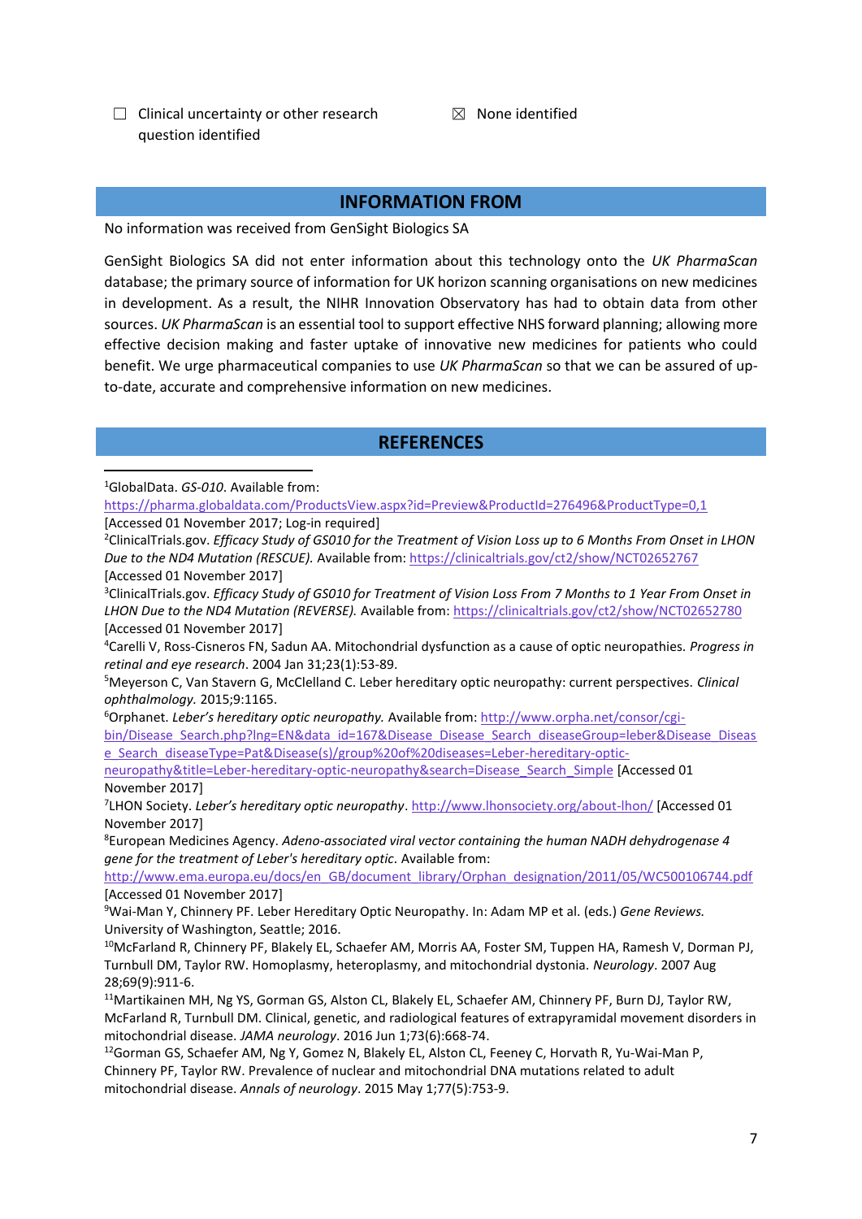☐ Clinical uncertainty or other research question identified

☒ None identified

## INFORMATION FROM

No information was received from GenSight Biologics SA

GenSight Biologics SA did not enter information about this technology onto the *UK PharmaScan* database; the primary source of information for UK horizon scanning organisations on new medicines in development. As a result, the NIHR Innovation Observatory has had to obtain data from other sources. *UK PharmaScan* is an essential tool to support effective NHS forward planning; allowing more effective decision making and faster uptake of innovative new medicines for patients who could benefit. We urge pharmaceutical companies to use *UK PharmaScan* so that we can be assured of up-to-date, accurate and comprehensive information on new medicines.

## REFERENCES

[1]GlobalData. *GS-010*. Available from: https://pharma.globaldata.com/ProductsView.aspx?id=Preview&ProductId=276496&ProductType=0,1 [Accessed 01 November 2017; Log-in required]

[2]ClinicalTrials.gov. *Efficacy Study of GS010 for the Treatment of Vision Loss up to 6 Months From Onset in LHON Due to the ND4 Mutation (RESCUE).* Available from: https://clinicaltrials.gov/ct2/show/NCT02652767 [Accessed 01 November 2017]

[3]ClinicalTrials.gov. *Efficacy Study of GS010 for Treatment of Vision Loss From 7 Months to 1 Year From Onset in LHON Due to the ND4 Mutation (REVERSE).* Available from: https://clinicaltrials.gov/ct2/show/NCT02652780 [Accessed 01 November 2017]

[4]Carelli V, Ross-Cisneros FN, Sadun AA. Mitochondrial dysfunction as a cause of optic neuropathies. *Progress in retinal and eye research*. 2004 Jan 31;23(1):53-89.

[5]Meyerson C, Van Stavern G, McClelland C. Leber hereditary optic neuropathy: current perspectives. *Clinical ophthalmology.* 2015;9:1165.

[6]Orphanet. *Leber's hereditary optic neuropathy.* Available from: http://www.orpha.net/consor/cgi-bin/Disease_Search.php?lng=EN&data_id=167&Disease_Disease_Search_diseaseGroup=leber&Disease_Disease_Search_diseaseType=Pat&Disease(s)/group%20of%20diseases=Leber-hereditary-optic-neuropathy&title=Leber-hereditary-optic-neuropathy&search=Disease_Search_Simple [Accessed 01 November 2017]

[7]LHON Society. *Leber's hereditary optic neuropathy*. http://www.lhonsociety.org/about-lhon/ [Accessed 01 November 2017]

[8]European Medicines Agency. *Adeno-associated viral vector containing the human NADH dehydrogenase 4 gene for the treatment of Leber's hereditary optic*. Available from: http://www.ema.europa.eu/docs/en_GB/document_library/Orphan_designation/2011/05/WC500106744.pdf [Accessed 01 November 2017]

[9]Wai-Man Y, Chinnery PF. Leber Hereditary Optic Neuropathy. In: Adam MP et al. (eds.) *Gene Reviews.* University of Washington, Seattle; 2016.

[10]McFarland R, Chinnery PF, Blakely EL, Schaefer AM, Morris AA, Foster SM, Tuppen HA, Ramesh V, Dorman PJ, Turnbull DM, Taylor RW. Homoplasmy, heteroplasmy, and mitochondrial dystonia. *Neurology*. 2007 Aug 28;69(9):911-6.

[11]Martikainen MH, Ng YS, Gorman GS, Alston CL, Blakely EL, Schaefer AM, Chinnery PF, Burn DJ, Taylor RW, McFarland R, Turnbull DM. Clinical, genetic, and radiological features of extrapyramidal movement disorders in mitochondrial disease. *JAMA neurology*. 2016 Jun 1;73(6):668-74.

[12]Gorman GS, Schaefer AM, Ng Y, Gomez N, Blakely EL, Alston CL, Feeney C, Horvath R, Yu-Wai-Man P, Chinnery PF, Taylor RW. Prevalence of nuclear and mitochondrial DNA mutations related to adult mitochondrial disease. *Annals of neurology*. 2015 May 1;77(5):753-9.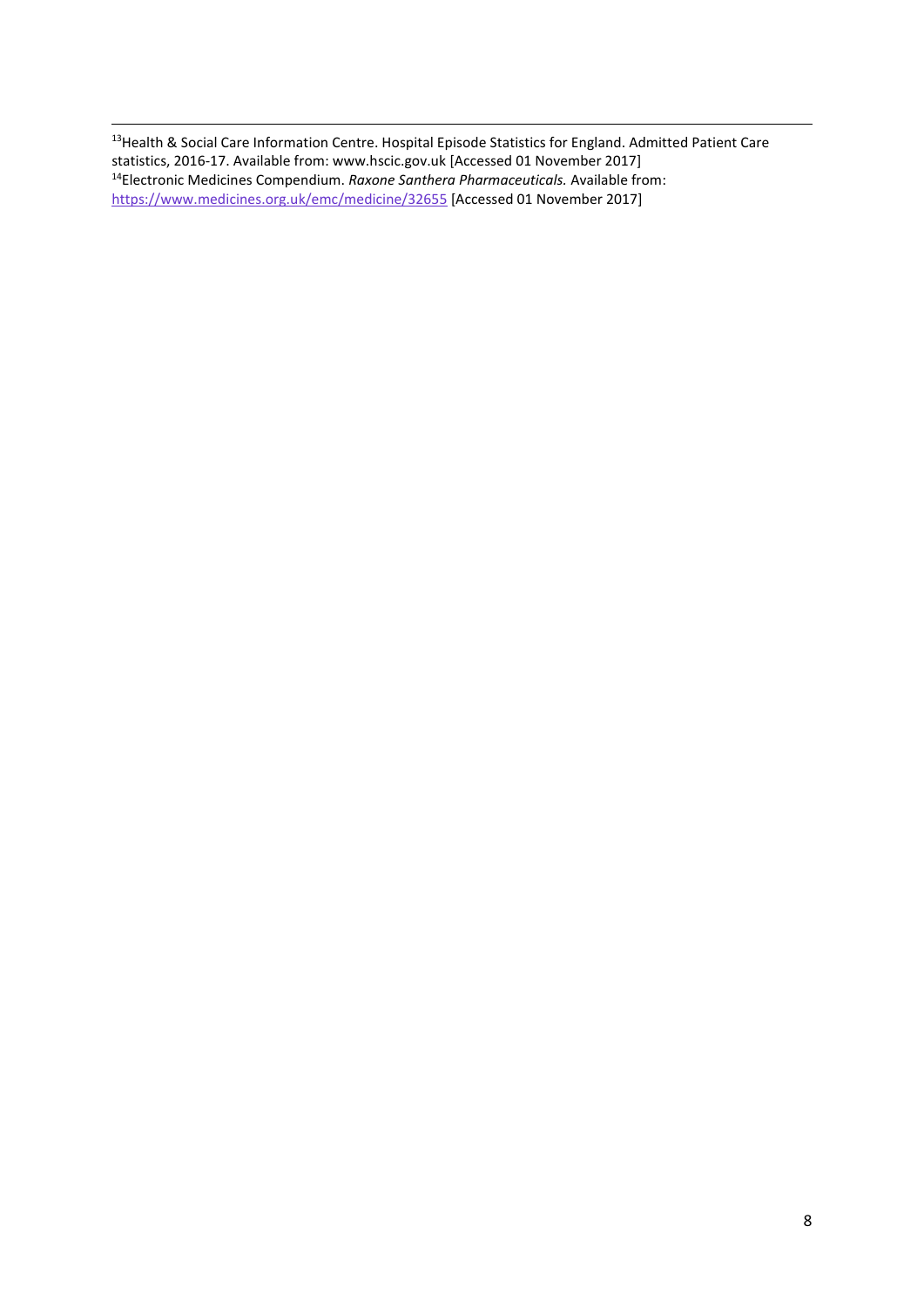[13]Health & Social Care Information Centre. Hospital Episode Statistics for England. Admitted Patient Care statistics, 2016-17. Available from: www.hscic.gov.uk [Accessed 01 November 2017]

[14]Electronic Medicines Compendium. *Raxone Santhera Pharmaceuticals.* Available from: https://www.medicines.org.uk/emc/medicine/32655 [Accessed 01 November 2017]